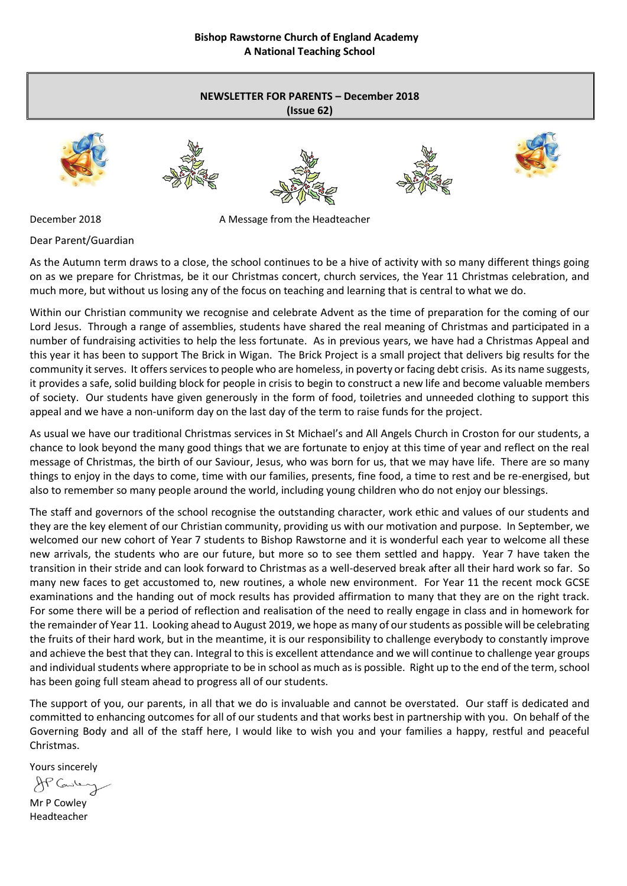**Bishop Rawstorne Church of England Academy**
**A National Teaching School**

## NEWSLETTER FOR PARENTS – December 2018 (Issue 62)

December 2018 A Message from the Headteacher

Dear Parent/Guardian

As the Autumn term draws to a close, the school continues to be a hive of activity with so many different things going on as we prepare for Christmas, be it our Christmas concert, church services, the Year 11 Christmas celebration, and much more, but without us losing any of the focus on teaching and learning that is central to what we do.

Within our Christian community we recognise and celebrate Advent as the time of preparation for the coming of our Lord Jesus. Through a range of assemblies, students have shared the real meaning of Christmas and participated in a number of fundraising activities to help the less fortunate. As in previous years, we have had a Christmas Appeal and this year it has been to support The Brick in Wigan. The Brick Project is a small project that delivers big results for the community it serves. It offers services to people who are homeless, in poverty or facing debt crisis. As its name suggests, it provides a safe, solid building block for people in crisis to begin to construct a new life and become valuable members of society. Our students have given generously in the form of food, toiletries and unneeded clothing to support this appeal and we have a non-uniform day on the last day of the term to raise funds for the project.

As usual we have our traditional Christmas services in St Michael's and All Angels Church in Croston for our students, a chance to look beyond the many good things that we are fortunate to enjoy at this time of year and reflect on the real message of Christmas, the birth of our Saviour, Jesus, who was born for us, that we may have life. There are so many things to enjoy in the days to come, time with our families, presents, fine food, a time to rest and be re-energised, but also to remember so many people around the world, including young children who do not enjoy our blessings.

The staff and governors of the school recognise the outstanding character, work ethic and values of our students and they are the key element of our Christian community, providing us with our motivation and purpose. In September, we welcomed our new cohort of Year 7 students to Bishop Rawstorne and it is wonderful each year to welcome all these new arrivals, the students who are our future, but more so to see them settled and happy. Year 7 have taken the transition in their stride and can look forward to Christmas as a well-deserved break after all their hard work so far. So many new faces to get accustomed to, new routines, a whole new environment. For Year 11 the recent mock GCSE examinations and the handing out of mock results has provided affirmation to many that they are on the right track. For some there will be a period of reflection and realisation of the need to really engage in class and in homework for the remainder of Year 11. Looking ahead to August 2019, we hope as many of our students as possible will be celebrating the fruits of their hard work, but in the meantime, it is our responsibility to challenge everybody to constantly improve and achieve the best that they can. Integral to this is excellent attendance and we will continue to challenge year groups and individual students where appropriate to be in school as much as is possible. Right up to the end of the term, school has been going full steam ahead to progress all of our students.

The support of you, our parents, in all that we do is invaluable and cannot be overstated. Our staff is dedicated and committed to enhancing outcomes for all of our students and that works best in partnership with you. On behalf of the Governing Body and all of the staff here, I would like to wish you and your families a happy, restful and peaceful Christmas.

Yours sincerely

Mr P Cowley
Headteacher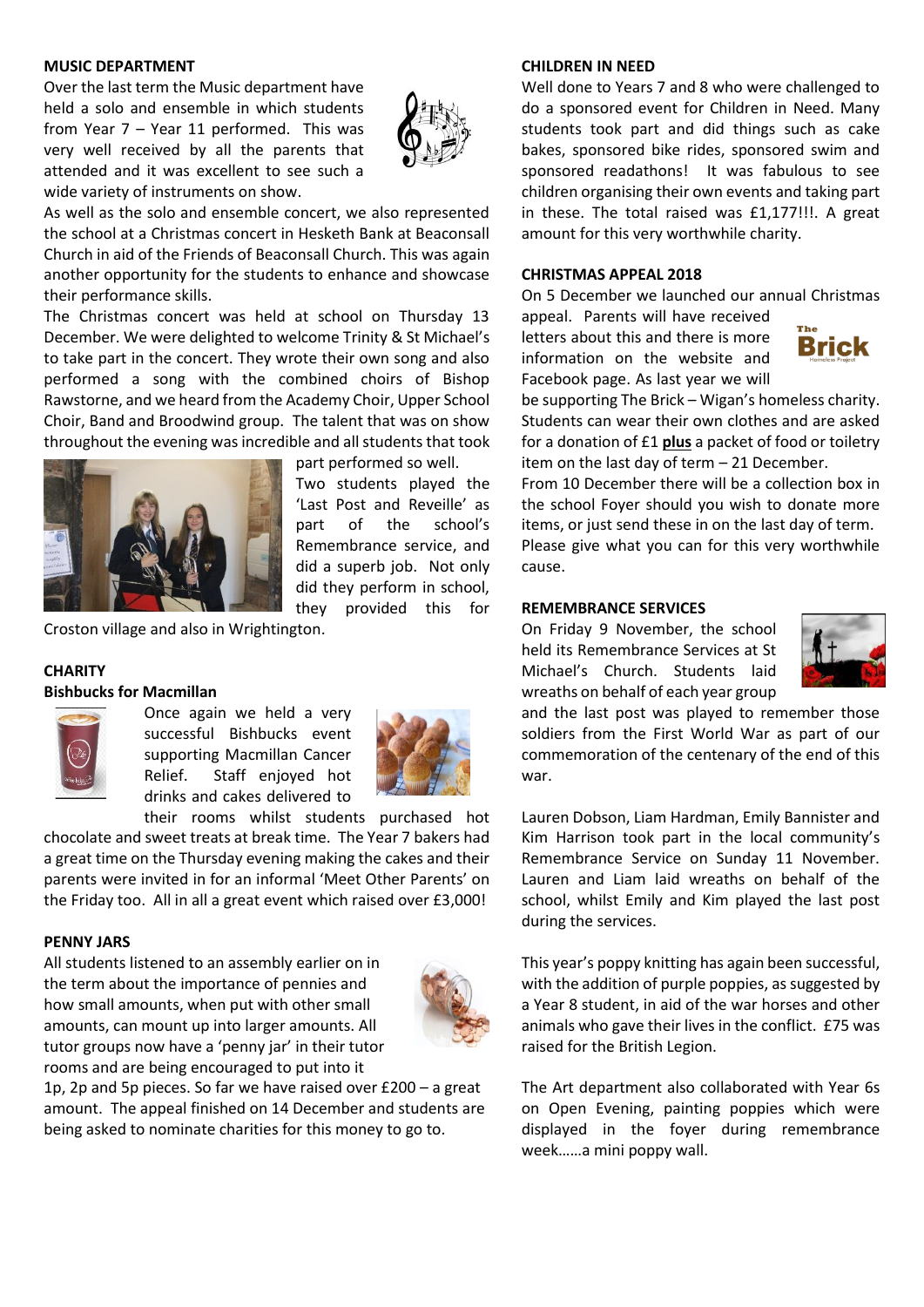**MUSIC DEPARTMENT**

Over the last term the Music department have held a solo and ensemble in which students from Year 7 – Year 11 performed. This was very well received by all the parents that attended and it was excellent to see such a wide variety of instruments on show.

As well as the solo and ensemble concert, we also represented the school at a Christmas concert in Hesketh Bank at Beaconsall Church in aid of the Friends of Beaconsall Church. This was again another opportunity for the students to enhance and showcase their performance skills.

The Christmas concert was held at school on Thursday 13 December. We were delighted to welcome Trinity & St Michael's to take part in the concert. They wrote their own song and also performed a song with the combined choirs of Bishop Rawstorne, and we heard from the Academy Choir, Upper School Choir, Band and Broodwind group. The talent that was on show throughout the evening was incredible and all students that took part performed so well.

Two students played the 'Last Post and Reveille' as part of the school's Remembrance service, and did a superb job. Not only did they perform in school, they provided this for Croston village and also in Wrightington.

**CHARITY**

**Bishbucks for Macmillan**

Once again we held a very successful Bishbucks event supporting Macmillan Cancer Relief. Staff enjoyed hot drinks and cakes delivered to their rooms whilst students purchased hot chocolate and sweet treats at break time. The Year 7 bakers had a great time on the Thursday evening making the cakes and their parents were invited in for an informal 'Meet Other Parents' on the Friday too. All in all a great event which raised over £3,000!

**PENNY JARS**

All students listened to an assembly earlier on in the term about the importance of pennies and how small amounts, when put with other small amounts, can mount up into larger amounts. All tutor groups now have a 'penny jar' in their tutor rooms and are being encouraged to put into it 1p, 2p and 5p pieces. So far we have raised over £200 – a great amount. The appeal finished on 14 December and students are being asked to nominate charities for this money to go to.

**CHILDREN IN NEED**

Well done to Years 7 and 8 who were challenged to do a sponsored event for Children in Need. Many students took part and did things such as cake bakes, sponsored bike rides, sponsored swim and sponsored readathons! It was fabulous to see children organising their own events and taking part in these. The total raised was £1,177!!!. A great amount for this very worthwhile charity.

**CHRISTMAS APPEAL 2018**

On 5 December we launched our annual Christmas appeal. Parents will have received letters about this and there is more information on the website and Facebook page. As last year we will be supporting The Brick – Wigan's homeless charity. Students can wear their own clothes and are asked for a donation of £1 **plus** a packet of food or toiletry item on the last day of term – 21 December.

From 10 December there will be a collection box in the school Foyer should you wish to donate more items, or just send these in on the last day of term. Please give what you can for this very worthwhile cause.

**REMEMBRANCE SERVICES**

On Friday 9 November, the school held its Remembrance Services at St Michael's Church. Students laid wreaths on behalf of each year group and the last post was played to remember those soldiers from the First World War as part of our commemoration of the centenary of the end of this war.

Lauren Dobson, Liam Hardman, Emily Bannister and Kim Harrison took part in the local community's Remembrance Service on Sunday 11 November. Lauren and Liam laid wreaths on behalf of the school, whilst Emily and Kim played the last post during the services.

This year's poppy knitting has again been successful, with the addition of purple poppies, as suggested by a Year 8 student, in aid of the war horses and other animals who gave their lives in the conflict. £75 was raised for the British Legion.

The Art department also collaborated with Year 6s on Open Evening, painting poppies which were displayed in the foyer during remembrance week……a mini poppy wall.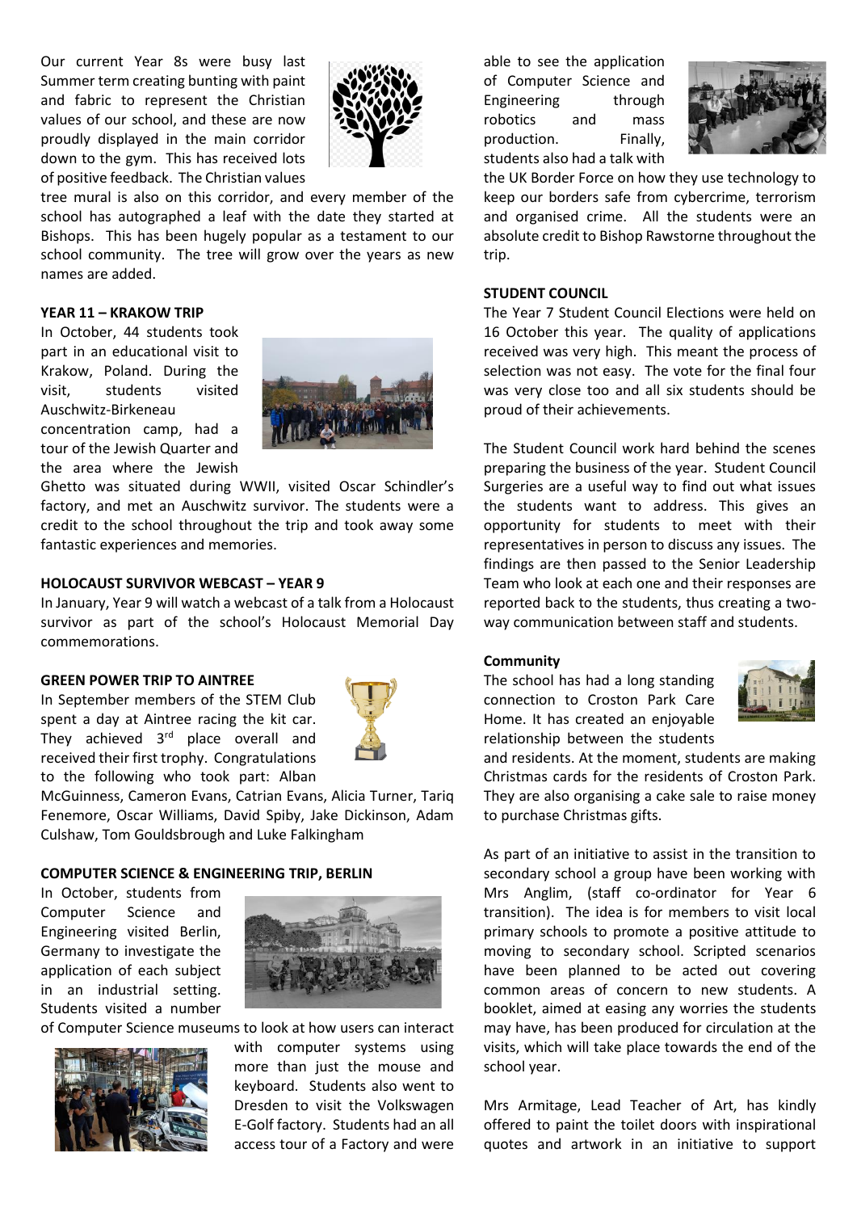Our current Year 8s were busy last Summer term creating bunting with paint and fabric to represent the Christian values of our school, and these are now proudly displayed in the main corridor down to the gym. This has received lots of positive feedback. The Christian values tree mural is also on this corridor, and every member of the school has autographed a leaf with the date they started at Bishops. This has been hugely popular as a testament to our school community. The tree will grow over the years as new names are added.

**YEAR 11 – KRAKOW TRIP**

In October, 44 students took part in an educational visit to Krakow, Poland. During the visit, students visited Auschwitz-Birkeneau concentration camp, had a tour of the Jewish Quarter and the area where the Jewish Ghetto was situated during WWII, visited Oscar Schindler's factory, and met an Auschwitz survivor. The students were a credit to the school throughout the trip and took away some fantastic experiences and memories.

**HOLOCAUST SURVIVOR WEBCAST – YEAR 9**

In January, Year 9 will watch a webcast of a talk from a Holocaust survivor as part of the school's Holocaust Memorial Day commemorations.

**GREEN POWER TRIP TO AINTREE**

In September members of the STEM Club spent a day at Aintree racing the kit car. They achieved 3rd place overall and received their first trophy. Congratulations to the following who took part: Alban McGuinness, Cameron Evans, Catrian Evans, Alicia Turner, Tariq Fenemore, Oscar Williams, David Spiby, Jake Dickinson, Adam Culshaw, Tom Gouldsbrough and Luke Falkingham

**COMPUTER SCIENCE & ENGINEERING TRIP, BERLIN**

In October, students from Computer Science and Engineering visited Berlin, Germany to investigate the application of each subject in an industrial setting. Students visited a number of Computer Science museums to look at how users can interact with computer systems using more than just the mouse and keyboard. Students also went to Dresden to visit the Volkswagen E-Golf factory. Students had an all access tour of a Factory and were able to see the application of Computer Science and Engineering through robotics and mass production. Finally, students also had a talk with the UK Border Force on how they use technology to keep our borders safe from cybercrime, terrorism and organised crime. All the students were an absolute credit to Bishop Rawstorne throughout the trip.

**STUDENT COUNCIL**

The Year 7 Student Council Elections were held on 16 October this year. The quality of applications received was very high. This meant the process of selection was not easy. The vote for the final four was very close too and all six students should be proud of their achievements.

The Student Council work hard behind the scenes preparing the business of the year. Student Council Surgeries are a useful way to find out what issues the students want to address. This gives an opportunity for students to meet with their representatives in person to discuss any issues. The findings are then passed to the Senior Leadership Team who look at each one and their responses are reported back to the students, thus creating a two-way communication between staff and students.

**Community**

The school has had a long standing connection to Croston Park Care Home. It has created an enjoyable relationship between the students and residents. At the moment, students are making Christmas cards for the residents of Croston Park. They are also organising a cake sale to raise money to purchase Christmas gifts.

As part of an initiative to assist in the transition to secondary school a group have been working with Mrs Anglim, (staff co-ordinator for Year 6 transition). The idea is for members to visit local primary schools to promote a positive attitude to moving to secondary school. Scripted scenarios have been planned to be acted out covering common areas of concern to new students. A booklet, aimed at easing any worries the students may have, has been produced for circulation at the visits, which will take place towards the end of the school year.

Mrs Armitage, Lead Teacher of Art, has kindly offered to paint the toilet doors with inspirational quotes and artwork in an initiative to support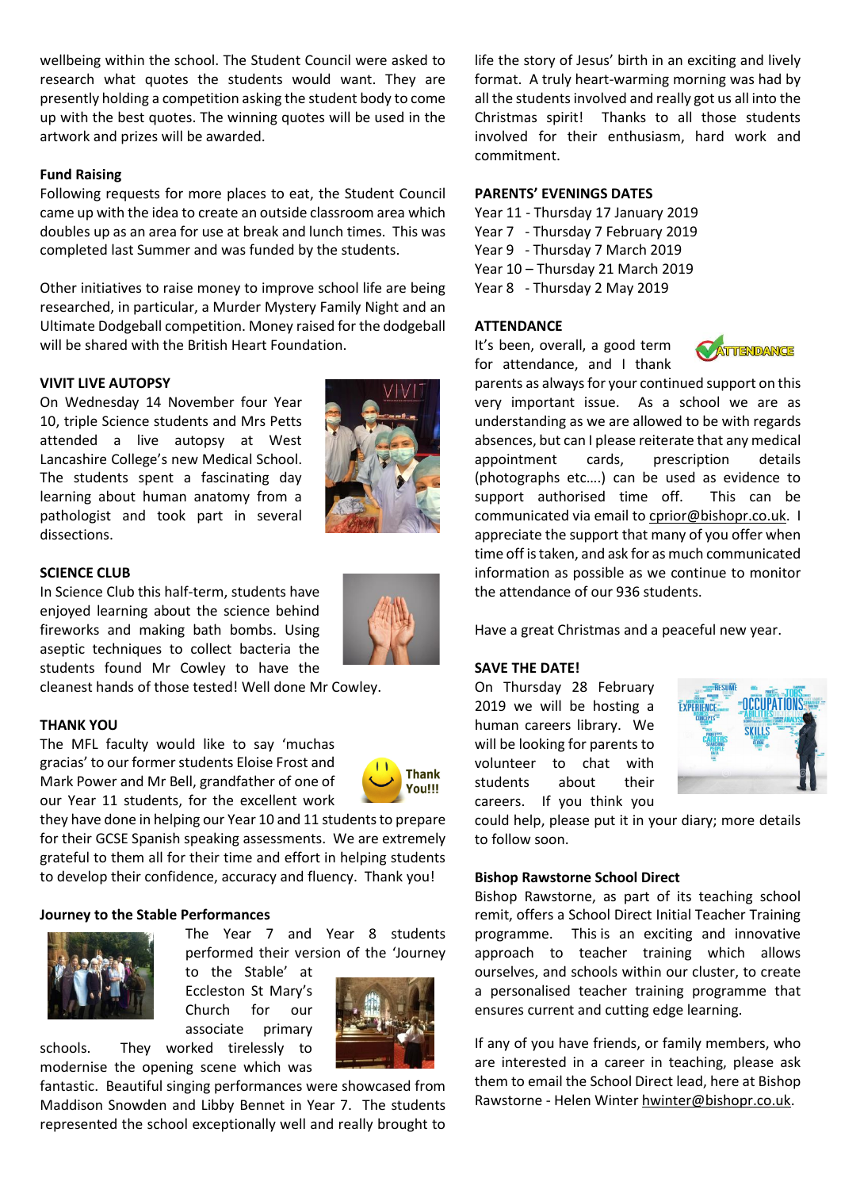wellbeing within the school. The Student Council were asked to research what quotes the students would want. They are presently holding a competition asking the student body to come up with the best quotes. The winning quotes will be used in the artwork and prizes will be awarded.

**Fund Raising**

Following requests for more places to eat, the Student Council came up with the idea to create an outside classroom area which doubles up as an area for use at break and lunch times. This was completed last Summer and was funded by the students.

Other initiatives to raise money to improve school life are being researched, in particular, a Murder Mystery Family Night and an Ultimate Dodgeball competition. Money raised for the dodgeball will be shared with the British Heart Foundation.

**VIVIT LIVE AUTOPSY**

On Wednesday 14 November four Year 10, triple Science students and Mrs Petts attended a live autopsy at West Lancashire College's new Medical School. The students spent a fascinating day learning about human anatomy from a pathologist and took part in several dissections.

**SCIENCE CLUB**

In Science Club this half-term, students have enjoyed learning about the science behind fireworks and making bath bombs. Using aseptic techniques to collect bacteria the students found Mr Cowley to have the cleanest hands of those tested! Well done Mr Cowley.

**THANK YOU**

The MFL faculty would like to say 'muchas gracias' to our former students Eloise Frost and Mark Power and Mr Bell, grandfather of one of our Year 11 students, for the excellent work they have done in helping our Year 10 and 11 students to prepare for their GCSE Spanish speaking assessments. We are extremely grateful to them all for their time and effort in helping students to develop their confidence, accuracy and fluency. Thank you!

**Journey to the Stable Performances**

The Year 7 and Year 8 students performed their version of the 'Journey to the Stable' at Eccleston St Mary's Church for our associate primary schools. They worked tirelessly to modernise the opening scene which was fantastic. Beautiful singing performances were showcased from Maddison Snowden and Libby Bennet in Year 7. The students represented the school exceptionally well and really brought to life the story of Jesus' birth in an exciting and lively format. A truly heart-warming morning was had by all the students involved and really got us all into the Christmas spirit! Thanks to all those students involved for their enthusiasm, hard work and commitment.

**PARENTS' EVENINGS DATES**

Year 11 - Thursday 17 January 2019
Year 7 - Thursday 7 February 2019
Year 9 - Thursday 7 March 2019
Year 10 – Thursday 21 March 2019
Year 8 - Thursday 2 May 2019

**ATTENDANCE**

It's been, overall, a good term for attendance, and I thank parents as always for your continued support on this very important issue. As a school we are as understanding as we are allowed to be with regards absences, but can I please reiterate that any medical appointment cards, prescription details (photographs etc….) can be used as evidence to support authorised time off. This can be communicated via email to cprior@bishopr.co.uk. I appreciate the support that many of you offer when time off is taken, and ask for as much communicated information as possible as we continue to monitor the attendance of our 936 students.

Have a great Christmas and a peaceful new year.

**SAVE THE DATE!**

On Thursday 28 February 2019 we will be hosting a human careers library. We will be looking for parents to volunteer to chat with students about their careers. If you think you could help, please put it in your diary; more details to follow soon.

**Bishop Rawstorne School Direct**

Bishop Rawstorne, as part of its teaching school remit, offers a School Direct Initial Teacher Training programme. This is an exciting and innovative approach to teacher training which allows ourselves, and schools within our cluster, to create a personalised teacher training programme that ensures current and cutting edge learning.

If any of you have friends, or family members, who are interested in a career in teaching, please ask them to email the School Direct lead, here at Bishop Rawstorne - Helen Winter hwinter@bishopr.co.uk.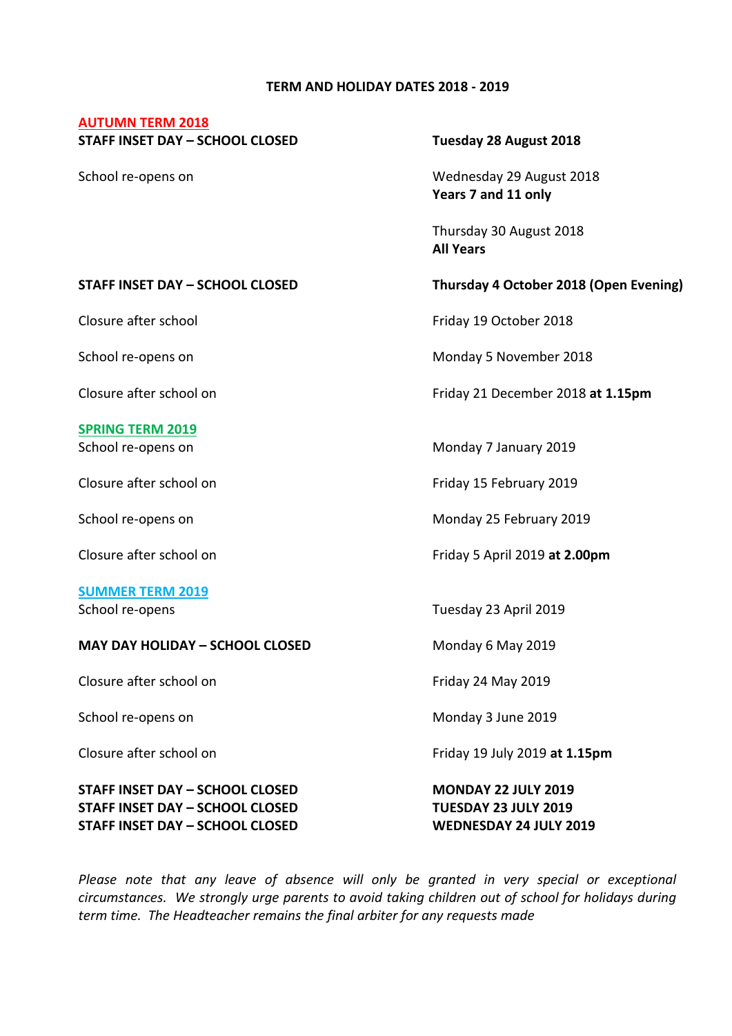# TERM AND HOLIDAY DATES 2018 - 2019

## AUTUMN TERM 2018

| | |
|---|---|
| **STAFF INSET DAY – SCHOOL CLOSED** | **Tuesday 28 August 2018** |
| School re-opens on | Wednesday 29 August 2018 **Years 7 and 11 only** |
| | Thursday 30 August 2018 **All Years** |
| **STAFF INSET DAY – SCHOOL CLOSED** | **Thursday 4 October 2018 (Open Evening)** |
| Closure after school | Friday 19 October 2018 |
| School re-opens on | Monday 5 November 2018 |
| Closure after school on | Friday 21 December 2018 **at 1.15pm** |

## SPRING TERM 2019

| | |
|---|---|
| School re-opens on | Monday 7 January 2019 |
| Closure after school on | Friday 15 February 2019 |
| School re-opens on | Monday 25 February 2019 |
| Closure after school on | Friday 5 April 2019 **at 2.00pm** |

## SUMMER TERM 2019

| | |
|---|---|
| School re-opens | Tuesday 23 April 2019 |
| **MAY DAY HOLIDAY – SCHOOL CLOSED** | Monday 6 May 2019 |
| Closure after school on | Friday 24 May 2019 |
| School re-opens on | Monday 3 June 2019 |
| Closure after school on | Friday 19 July 2019 **at 1.15pm** |
| **STAFF INSET DAY – SCHOOL CLOSED** | **MONDAY 22 JULY 2019** |
| **STAFF INSET DAY – SCHOOL CLOSED** | **TUESDAY 23 JULY 2019** |
| **STAFF INSET DAY – SCHOOL CLOSED** | **WEDNESDAY 24 JULY 2019** |

*Please note that any leave of absence will only be granted in very special or exceptional circumstances. We strongly urge parents to avoid taking children out of school for holidays during term time. The Headteacher remains the final arbiter for any requests made*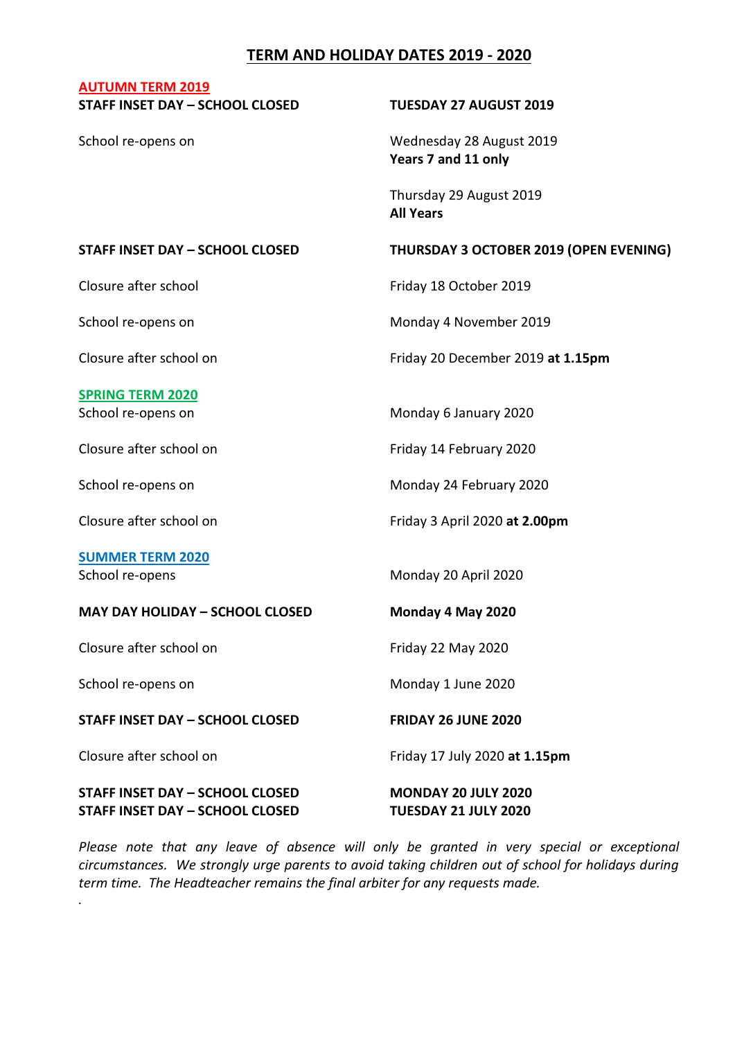# TERM AND HOLIDAY DATES 2019 - 2020

## AUTUMN TERM 2019

| | |
|---|---|
| **STAFF INSET DAY – SCHOOL CLOSED** | **TUESDAY 27 AUGUST 2019** |
| School re-opens on | Wednesday 28 August 2019 **Years 7 and 11 only** |
| | Thursday 29 August 2019 **All Years** |
| **STAFF INSET DAY – SCHOOL CLOSED** | **THURSDAY 3 OCTOBER 2019 (OPEN EVENING)** |
| Closure after school | Friday 18 October 2019 |
| School re-opens on | Monday 4 November 2019 |
| Closure after school on | Friday 20 December 2019 **at 1.15pm** |

## SPRING TERM 2020

| | |
|---|---|
| School re-opens on | Monday 6 January 2020 |
| Closure after school on | Friday 14 February 2020 |
| School re-opens on | Monday 24 February 2020 |
| Closure after school on | Friday 3 April 2020 **at 2.00pm** |

## SUMMER TERM 2020

| | |
|---|---|
| School re-opens | Monday 20 April 2020 |
| **MAY DAY HOLIDAY – SCHOOL CLOSED** | **Monday 4 May 2020** |
| Closure after school on | Friday 22 May 2020 |
| School re-opens on | Monday 1 June 2020 |
| **STAFF INSET DAY – SCHOOL CLOSED** | **FRIDAY 26 JUNE 2020** |
| Closure after school on | Friday 17 July 2020 **at 1.15pm** |
| **STAFF INSET DAY – SCHOOL CLOSED** | **MONDAY 20 JULY 2020** |
| **STAFF INSET DAY – SCHOOL CLOSED** | **TUESDAY 21 JULY 2020** |

*Please note that any leave of absence will only be granted in very special or exceptional circumstances. We strongly urge parents to avoid taking children out of school for holidays during term time. The Headteacher remains the final arbiter for any requests made.*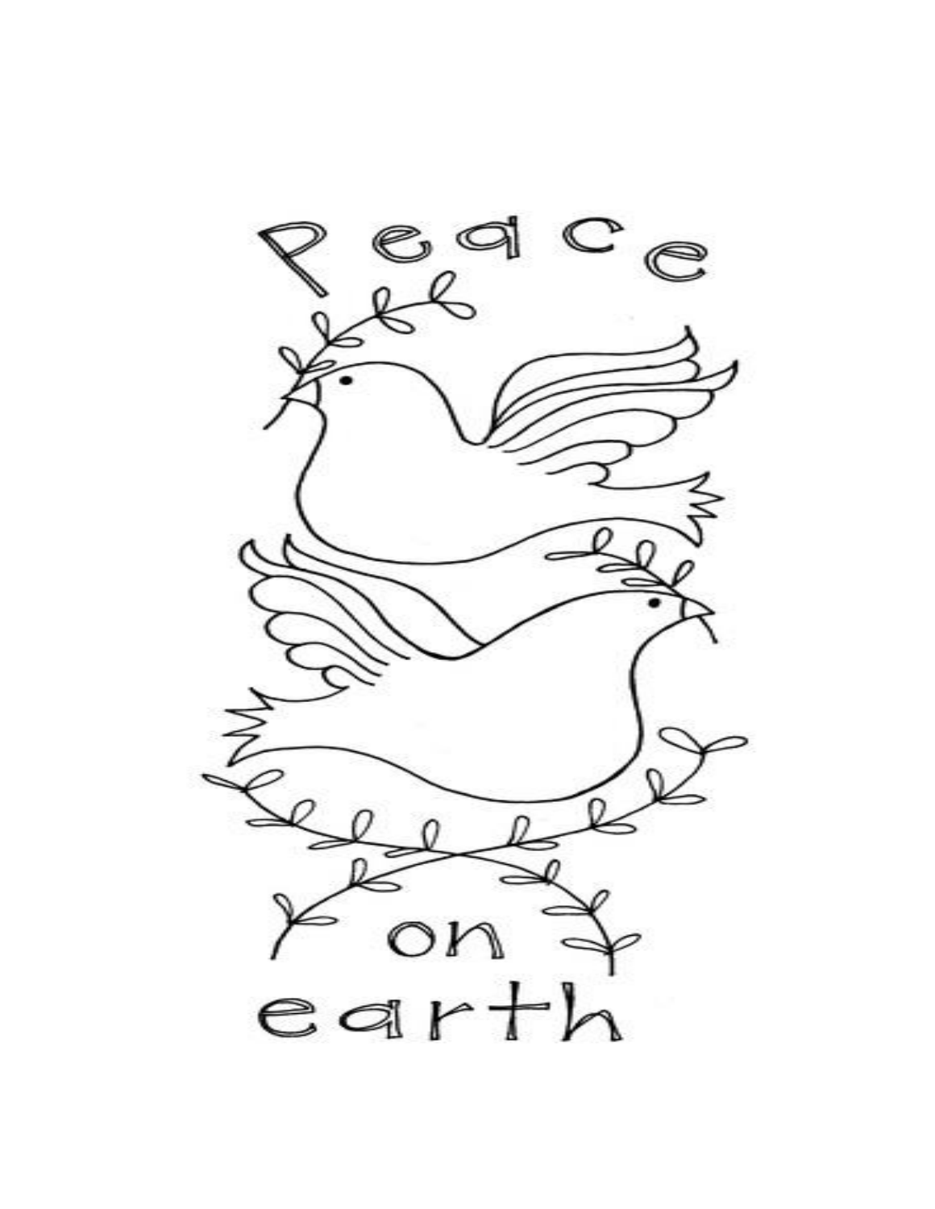Peace

on
earth